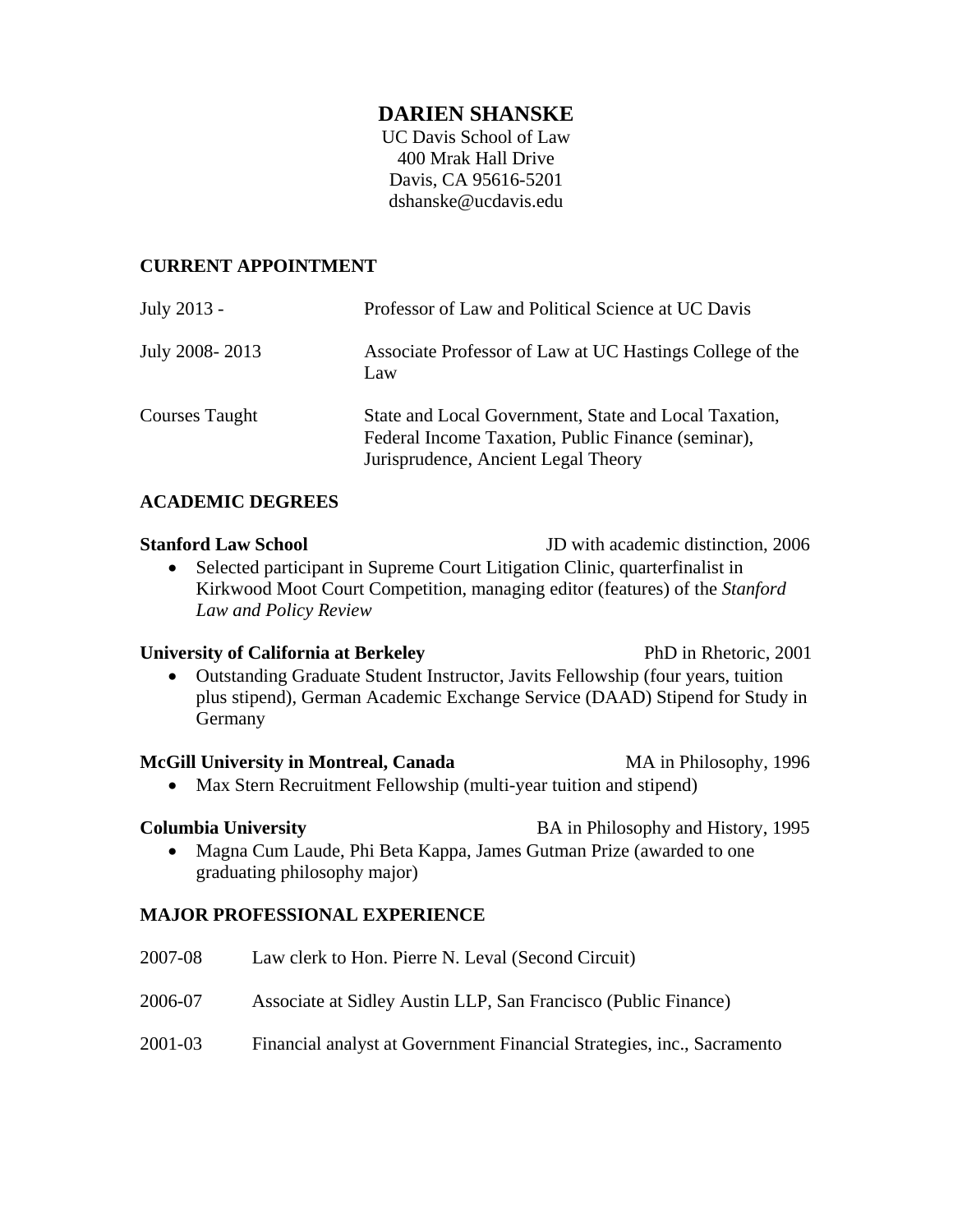# DARIEN SHANSKE

UC Davis School of Law
400 Mrak Hall Drive
Davis, CA 95616-5201
dshanske@ucdavis.edu

## CURRENT APPOINTMENT

| | |
|---|---|
| July 2013 - | Professor of Law and Political Science at UC Davis |
| July 2008- 2013 | Associate Professor of Law at UC Hastings College of the Law |
| Courses Taught | State and Local Government, State and Local Taxation, Federal Income Taxation, Public Finance (seminar), Jurisprudence, Ancient Legal Theory |

## ACADEMIC DEGREES

**Stanford Law School** JD with academic distinction, 2006

- Selected participant in Supreme Court Litigation Clinic, quarterfinalist in Kirkwood Moot Court Competition, managing editor (features) of the *Stanford Law and Policy Review*

**University of California at Berkeley** PhD in Rhetoric, 2001

- Outstanding Graduate Student Instructor, Javits Fellowship (four years, tuition plus stipend), German Academic Exchange Service (DAAD) Stipend for Study in Germany

**McGill University in Montreal, Canada** MA in Philosophy, 1996

- Max Stern Recruitment Fellowship (multi-year tuition and stipend)

**Columbia University** BA in Philosophy and History, 1995

- Magna Cum Laude, Phi Beta Kappa, James Gutman Prize (awarded to one graduating philosophy major)

## MAJOR PROFESSIONAL EXPERIENCE

| | |
|---|---|
| 2007-08 | Law clerk to Hon. Pierre N. Leval (Second Circuit) |
| 2006-07 | Associate at Sidley Austin LLP, San Francisco (Public Finance) |
| 2001-03 | Financial analyst at Government Financial Strategies, inc., Sacramento |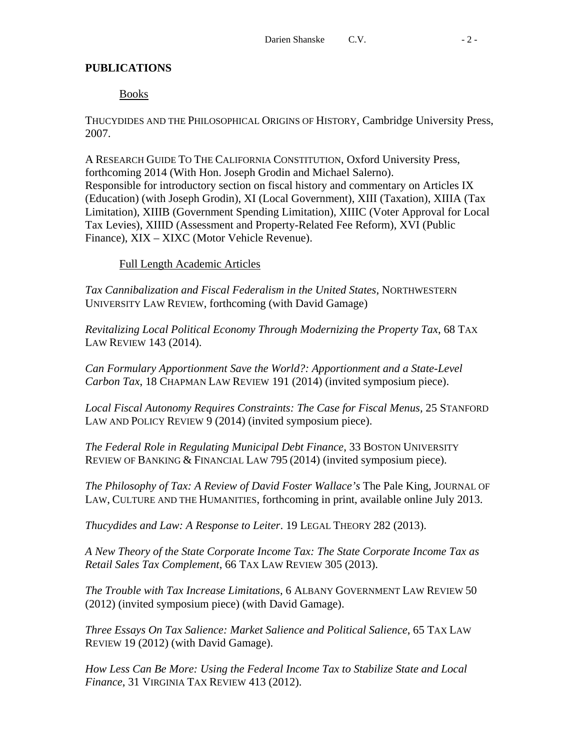## PUBLICATIONS

### Books

THUCYDIDES AND THE PHILOSOPHICAL ORIGINS OF HISTORY, Cambridge University Press, 2007.

A RESEARCH GUIDE TO THE CALIFORNIA CONSTITUTION, Oxford University Press, forthcoming 2014 (With Hon. Joseph Grodin and Michael Salerno). Responsible for introductory section on fiscal history and commentary on Articles IX (Education) (with Joseph Grodin), XI (Local Government), XIII (Taxation), XIIIA (Tax Limitation), XIIIB (Government Spending Limitation), XIIIC (Voter Approval for Local Tax Levies), XIIID (Assessment and Property-Related Fee Reform), XVI (Public Finance), XIX – XIXC (Motor Vehicle Revenue).

### Full Length Academic Articles

*Tax Cannibalization and Fiscal Federalism in the United States*, NORTHWESTERN UNIVERSITY LAW REVIEW, forthcoming (with David Gamage)

*Revitalizing Local Political Economy Through Modernizing the Property Tax*, 68 TAX LAW REVIEW 143 (2014).

*Can Formulary Apportionment Save the World?: Apportionment and a State-Level Carbon Tax*, 18 CHAPMAN LAW REVIEW 191 (2014) (invited symposium piece).

*Local Fiscal Autonomy Requires Constraints: The Case for Fiscal Menus*, 25 STANFORD LAW AND POLICY REVIEW 9 (2014) (invited symposium piece).

*The Federal Role in Regulating Municipal Debt Finance*, 33 BOSTON UNIVERSITY REVIEW OF BANKING & FINANCIAL LAW 795 (2014) (invited symposium piece).

*The Philosophy of Tax: A Review of David Foster Wallace's* The Pale King, JOURNAL OF LAW, CULTURE AND THE HUMANITIES, forthcoming in print, available online July 2013.

*Thucydides and Law: A Response to Leiter*. 19 LEGAL THEORY 282 (2013).

*A New Theory of the State Corporate Income Tax: The State Corporate Income Tax as Retail Sales Tax Complement*, 66 TAX LAW REVIEW 305 (2013).

*The Trouble with Tax Increase Limitations*, 6 ALBANY GOVERNMENT LAW REVIEW 50 (2012) (invited symposium piece) (with David Gamage).

*Three Essays On Tax Salience: Market Salience and Political Salience*, 65 TAX LAW REVIEW 19 (2012) (with David Gamage).

*How Less Can Be More: Using the Federal Income Tax to Stabilize State and Local Finance*, 31 VIRGINIA TAX REVIEW 413 (2012).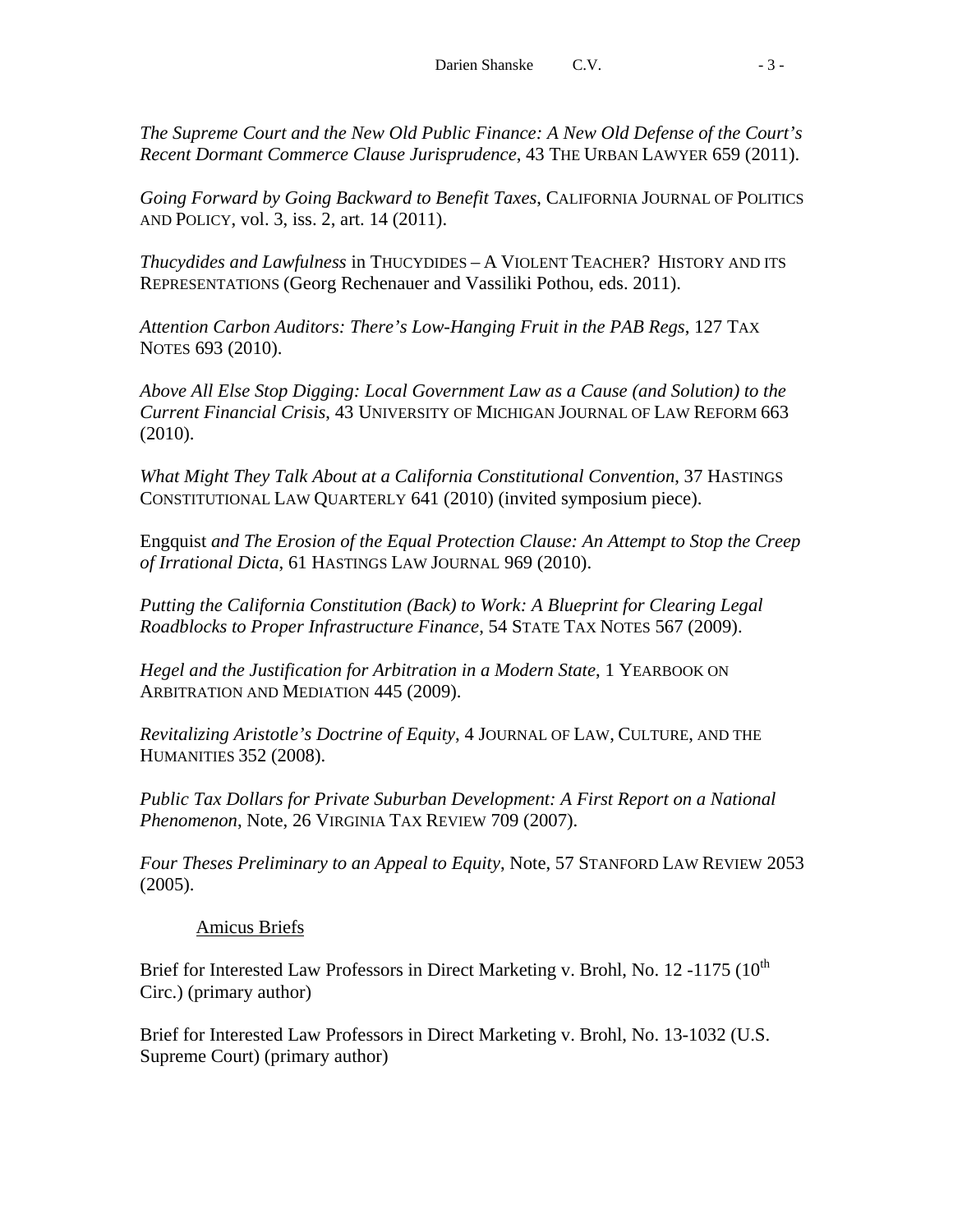*The Supreme Court and the New Old Public Finance: A New Old Defense of the Court's Recent Dormant Commerce Clause Jurisprudence*, 43 THE URBAN LAWYER 659 (2011).

*Going Forward by Going Backward to Benefit Taxes*, CALIFORNIA JOURNAL OF POLITICS AND POLICY, vol. 3, iss. 2, art. 14 (2011).

*Thucydides and Lawfulness* in THUCYDIDES – A VIOLENT TEACHER? HISTORY AND ITS REPRESENTATIONS (Georg Rechenauer and Vassiliki Pothou, eds. 2011).

*Attention Carbon Auditors: There's Low-Hanging Fruit in the PAB Regs*, 127 TAX NOTES 693 (2010).

*Above All Else Stop Digging: Local Government Law as a Cause (and Solution) to the Current Financial Crisis*, 43 UNIVERSITY OF MICHIGAN JOURNAL OF LAW REFORM 663 (2010).

*What Might They Talk About at a California Constitutional Convention*, 37 HASTINGS CONSTITUTIONAL LAW QUARTERLY 641 (2010) (invited symposium piece).

Engquist *and The Erosion of the Equal Protection Clause: An Attempt to Stop the Creep of Irrational Dicta*, 61 HASTINGS LAW JOURNAL 969 (2010).

*Putting the California Constitution (Back) to Work: A Blueprint for Clearing Legal Roadblocks to Proper Infrastructure Finance*, 54 STATE TAX NOTES 567 (2009).

*Hegel and the Justification for Arbitration in a Modern State*, 1 YEARBOOK ON ARBITRATION AND MEDIATION 445 (2009).

*Revitalizing Aristotle's Doctrine of Equity*, 4 JOURNAL OF LAW, CULTURE, AND THE HUMANITIES 352 (2008).

*Public Tax Dollars for Private Suburban Development: A First Report on a National Phenomenon*, Note, 26 VIRGINIA TAX REVIEW 709 (2007).

*Four Theses Preliminary to an Appeal to Equity*, Note, 57 STANFORD LAW REVIEW 2053 (2005).

Amicus Briefs

Brief for Interested Law Professors in Direct Marketing v. Brohl, No. 12 -1175 (10th Circ.) (primary author)

Brief for Interested Law Professors in Direct Marketing v. Brohl, No. 13-1032 (U.S. Supreme Court) (primary author)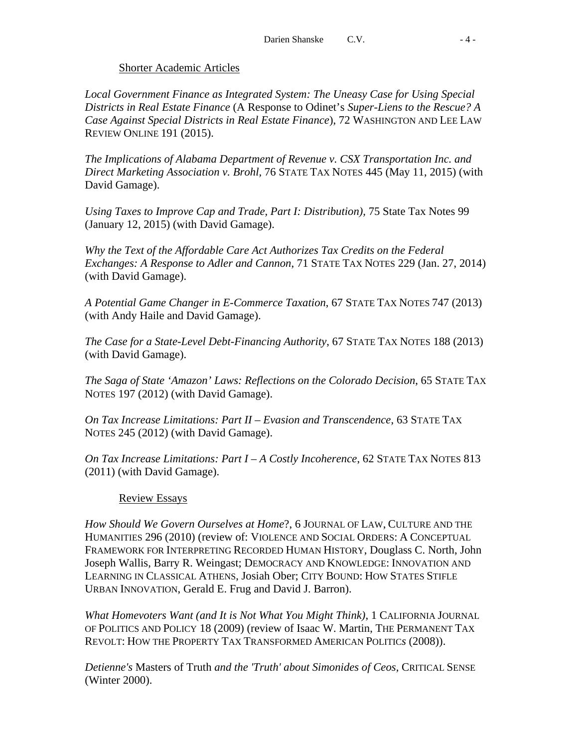### Shorter Academic Articles

*Local Government Finance as Integrated System: The Uneasy Case for Using Special Districts in Real Estate Finance* (A Response to Odinet's *Super-Liens to the Rescue? A Case Against Special Districts in Real Estate Finance*), 72 WASHINGTON AND LEE LAW REVIEW ONLINE 191 (2015).

*The Implications of Alabama Department of Revenue v. CSX Transportation Inc. and Direct Marketing Association v. Brohl*, 76 STATE TAX NOTES 445 (May 11, 2015) (with David Gamage).

*Using Taxes to Improve Cap and Trade, Part I: Distribution)*, 75 State Tax Notes 99 (January 12, 2015) (with David Gamage).

*Why the Text of the Affordable Care Act Authorizes Tax Credits on the Federal Exchanges: A Response to Adler and Cannon*, 71 STATE TAX NOTES 229 (Jan. 27, 2014) (with David Gamage).

*A Potential Game Changer in E-Commerce Taxation*, 67 STATE TAX NOTES 747 (2013) (with Andy Haile and David Gamage).

*The Case for a State-Level Debt-Financing Authority*, 67 STATE TAX NOTES 188 (2013) (with David Gamage).

*The Saga of State 'Amazon' Laws: Reflections on the Colorado Decision*, 65 STATE TAX NOTES 197 (2012) (with David Gamage).

*On Tax Increase Limitations: Part II – Evasion and Transcendence*, 63 STATE TAX NOTES 245 (2012) (with David Gamage).

*On Tax Increase Limitations: Part I – A Costly Incoherence*, 62 STATE TAX NOTES 813 (2011) (with David Gamage).

### Review Essays

*How Should We Govern Ourselves at Home*?, 6 JOURNAL OF LAW, CULTURE AND THE HUMANITIES 296 (2010) (review of: VIOLENCE AND SOCIAL ORDERS: A CONCEPTUAL FRAMEWORK FOR INTERPRETING RECORDED HUMAN HISTORY, Douglass C. North, John Joseph Wallis, Barry R. Weingast; DEMOCRACY AND KNOWLEDGE: INNOVATION AND LEARNING IN CLASSICAL ATHENS, Josiah Ober; CITY BOUND: HOW STATES STIFLE URBAN INNOVATION, Gerald E. Frug and David J. Barron).

*What Homevoters Want (and It is Not What You Might Think)*, 1 CALIFORNIA JOURNAL OF POLITICS AND POLICY 18 (2009) (review of Isaac W. Martin, THE PERMANENT TAX REVOLT: HOW THE PROPERTY TAX TRANSFORMED AMERICAN POLITICS (2008)).

*Detienne's* Masters of Truth *and the 'Truth' about Simonides of Ceos*, CRITICAL SENSE (Winter 2000).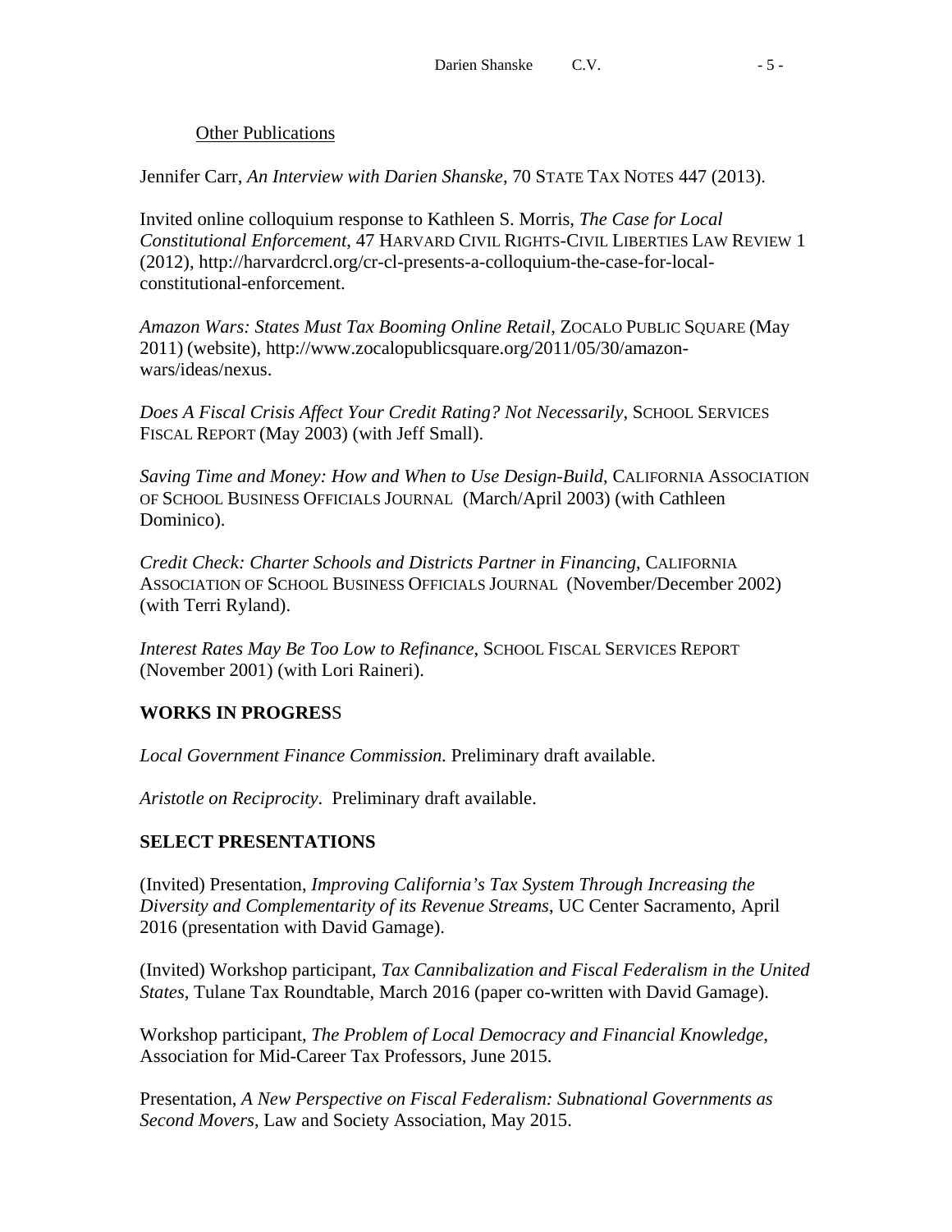### Other Publications

Jennifer Carr, *An Interview with Darien Shanske*, 70 STATE TAX NOTES 447 (2013).

Invited online colloquium response to Kathleen S. Morris, *The Case for Local Constitutional Enforcement*, 47 HARVARD CIVIL RIGHTS-CIVIL LIBERTIES LAW REVIEW 1 (2012), http://harvardcrcl.org/cr-cl-presents-a-colloquium-the-case-for-local-constitutional-enforcement.

*Amazon Wars: States Must Tax Booming Online Retail*, ZOCALO PUBLIC SQUARE (May 2011) (website), http://www.zocalopublicsquare.org/2011/05/30/amazon-wars/ideas/nexus.

*Does A Fiscal Crisis Affect Your Credit Rating? Not Necessarily*, SCHOOL SERVICES FISCAL REPORT (May 2003) (with Jeff Small).

*Saving Time and Money: How and When to Use Design-Build*, CALIFORNIA ASSOCIATION OF SCHOOL BUSINESS OFFICIALS JOURNAL (March/April 2003) (with Cathleen Dominico).

*Credit Check: Charter Schools and Districts Partner in Financing*, CALIFORNIA ASSOCIATION OF SCHOOL BUSINESS OFFICIALS JOURNAL (November/December 2002) (with Terri Ryland).

*Interest Rates May Be Too Low to Refinance*, SCHOOL FISCAL SERVICES REPORT (November 2001) (with Lori Raineri).

## WORKS IN PROGRESS

*Local Government Finance Commission.* Preliminary draft available.

*Aristotle on Reciprocity*. Preliminary draft available.

## SELECT PRESENTATIONS

(Invited) Presentation, *Improving California's Tax System Through Increasing the Diversity and Complementarity of its Revenue Streams*, UC Center Sacramento, April 2016 (presentation with David Gamage).

(Invited) Workshop participant, *Tax Cannibalization and Fiscal Federalism in the United States*, Tulane Tax Roundtable, March 2016 (paper co-written with David Gamage).

Workshop participant, *The Problem of Local Democracy and Financial Knowledge*, Association for Mid-Career Tax Professors, June 2015.

Presentation, *A New Perspective on Fiscal Federalism: Subnational Governments as Second Movers*, Law and Society Association, May 2015.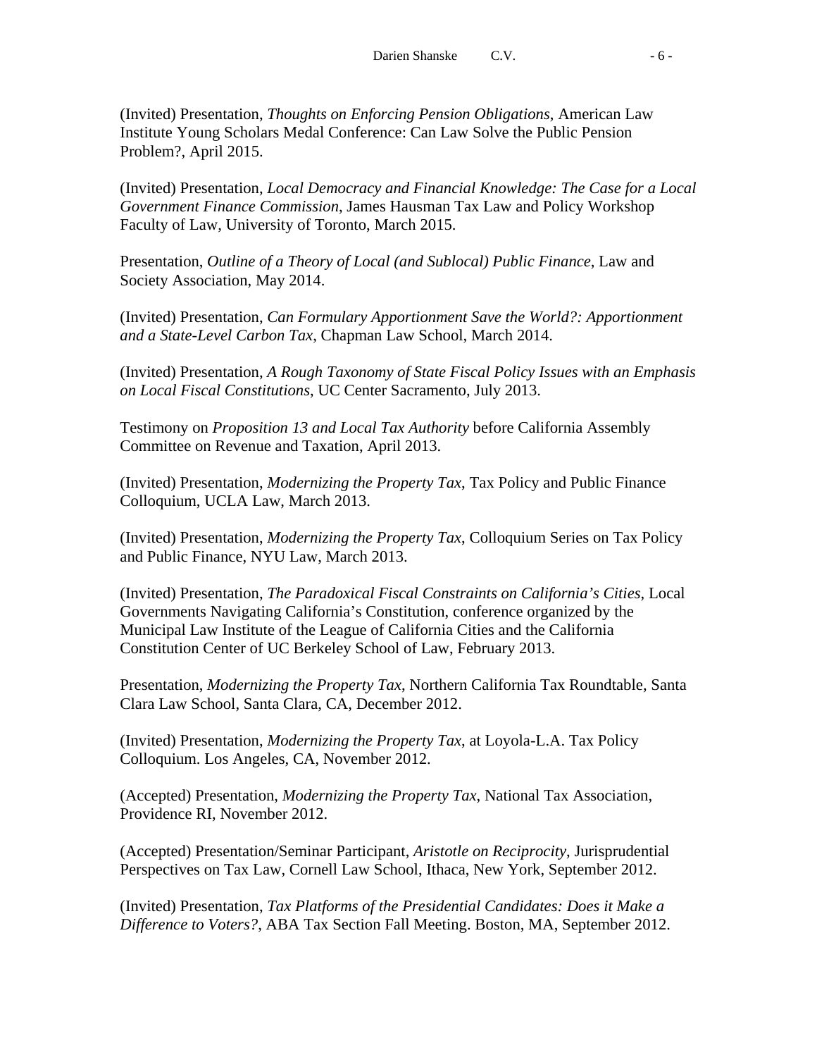(Invited) Presentation, *Thoughts on Enforcing Pension Obligations*, American Law Institute Young Scholars Medal Conference: Can Law Solve the Public Pension Problem?, April 2015.

(Invited) Presentation, *Local Democracy and Financial Knowledge: The Case for a Local Government Finance Commission*, James Hausman Tax Law and Policy Workshop Faculty of Law, University of Toronto, March 2015.

Presentation, *Outline of a Theory of Local (and Sublocal) Public Finance*, Law and Society Association, May 2014.

(Invited) Presentation, *Can Formulary Apportionment Save the World?: Apportionment and a State-Level Carbon Tax*, Chapman Law School, March 2014.

(Invited) Presentation, *A Rough Taxonomy of State Fiscal Policy Issues with an Emphasis on Local Fiscal Constitutions*, UC Center Sacramento, July 2013.

Testimony on *Proposition 13 and Local Tax Authority* before California Assembly Committee on Revenue and Taxation, April 2013.

(Invited) Presentation, *Modernizing the Property Tax*, Tax Policy and Public Finance Colloquium, UCLA Law, March 2013.

(Invited) Presentation, *Modernizing the Property Tax*, Colloquium Series on Tax Policy and Public Finance, NYU Law, March 2013.

(Invited) Presentation, *The Paradoxical Fiscal Constraints on California's Cities*, Local Governments Navigating California's Constitution, conference organized by the Municipal Law Institute of the League of California Cities and the California Constitution Center of UC Berkeley School of Law, February 2013.

Presentation, *Modernizing the Property Tax*, Northern California Tax Roundtable, Santa Clara Law School, Santa Clara, CA, December 2012.

(Invited) Presentation, *Modernizing the Property Tax*, at Loyola-L.A. Tax Policy Colloquium. Los Angeles, CA, November 2012.

(Accepted) Presentation, *Modernizing the Property Tax*, National Tax Association, Providence RI, November 2012.

(Accepted) Presentation/Seminar Participant, *Aristotle on Reciprocity*, Jurisprudential Perspectives on Tax Law, Cornell Law School, Ithaca, New York, September 2012.

(Invited) Presentation, *Tax Platforms of the Presidential Candidates: Does it Make a Difference to Voters?*, ABA Tax Section Fall Meeting. Boston, MA, September 2012.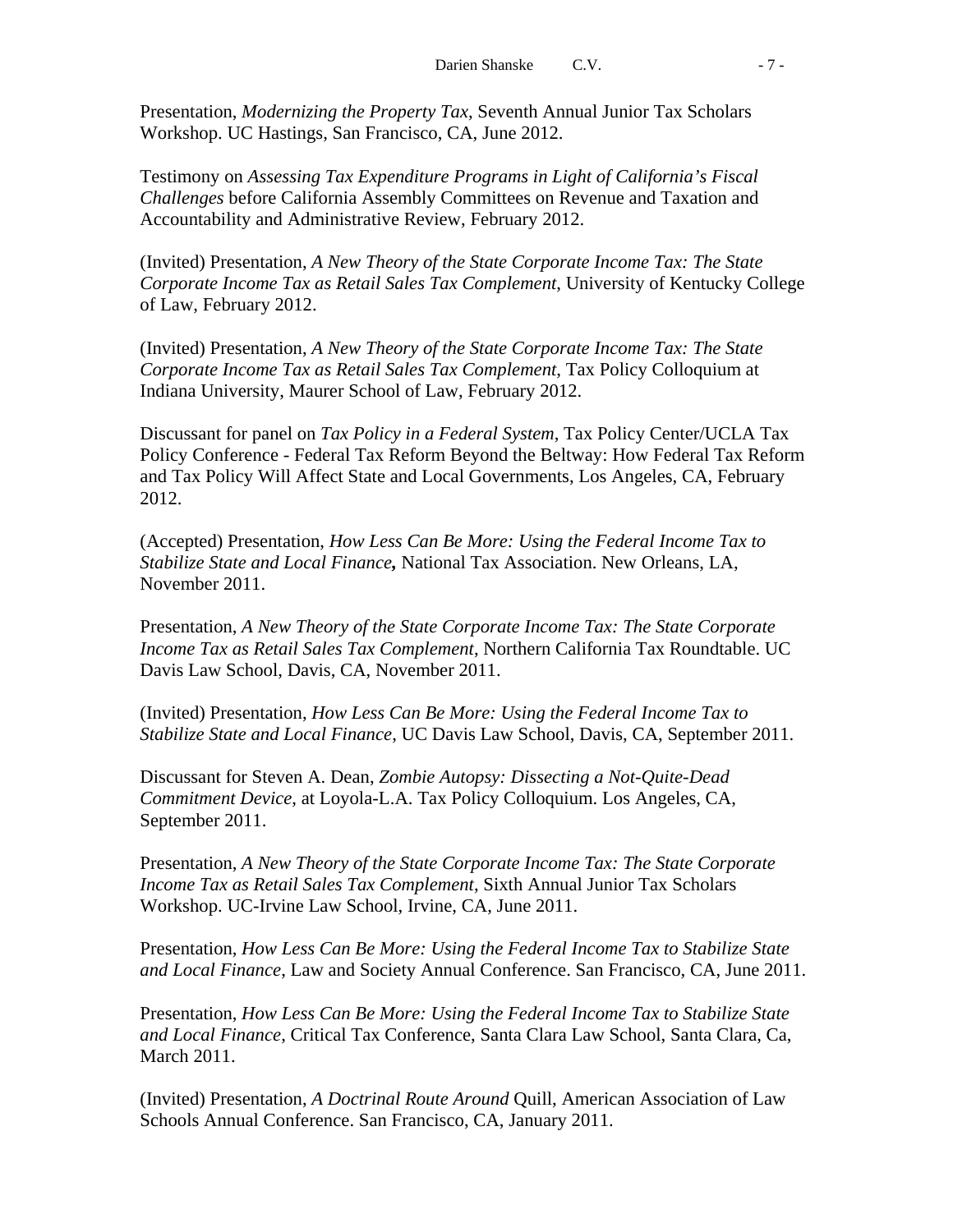Presentation, *Modernizing the Property Tax*, Seventh Annual Junior Tax Scholars Workshop. UC Hastings, San Francisco, CA, June 2012.

Testimony on *Assessing Tax Expenditure Programs in Light of California's Fiscal Challenges* before California Assembly Committees on Revenue and Taxation and Accountability and Administrative Review, February 2012.

(Invited) Presentation, *A New Theory of the State Corporate Income Tax: The State Corporate Income Tax as Retail Sales Tax Complement*, University of Kentucky College of Law, February 2012.

(Invited) Presentation, *A New Theory of the State Corporate Income Tax: The State Corporate Income Tax as Retail Sales Tax Complement*, Tax Policy Colloquium at Indiana University, Maurer School of Law, February 2012.

Discussant for panel on *Tax Policy in a Federal System*, Tax Policy Center/UCLA Tax Policy Conference - Federal Tax Reform Beyond the Beltway: How Federal Tax Reform and Tax Policy Will Affect State and Local Governments, Los Angeles, CA, February 2012.

(Accepted) Presentation, *How Less Can Be More: Using the Federal Income Tax to Stabilize State and Local Finance***,** National Tax Association. New Orleans, LA, November 2011.

Presentation, *A New Theory of the State Corporate Income Tax: The State Corporate Income Tax as Retail Sales Tax Complement*, Northern California Tax Roundtable. UC Davis Law School, Davis, CA, November 2011.

(Invited) Presentation, *How Less Can Be More: Using the Federal Income Tax to Stabilize State and Local Finance*, UC Davis Law School, Davis, CA, September 2011.

Discussant for Steven A. Dean, *Zombie Autopsy: Dissecting a Not-Quite-Dead Commitment Device*, at Loyola-L.A. Tax Policy Colloquium. Los Angeles, CA, September 2011.

Presentation, *A New Theory of the State Corporate Income Tax: The State Corporate Income Tax as Retail Sales Tax Complement*, Sixth Annual Junior Tax Scholars Workshop. UC-Irvine Law School, Irvine, CA, June 2011.

Presentation, *How Less Can Be More: Using the Federal Income Tax to Stabilize State and Local Finance*, Law and Society Annual Conference. San Francisco, CA, June 2011.

Presentation, *How Less Can Be More: Using the Federal Income Tax to Stabilize State and Local Finance*, Critical Tax Conference, Santa Clara Law School, Santa Clara, Ca, March 2011.

(Invited) Presentation, *A Doctrinal Route Around* Quill, American Association of Law Schools Annual Conference. San Francisco, CA, January 2011.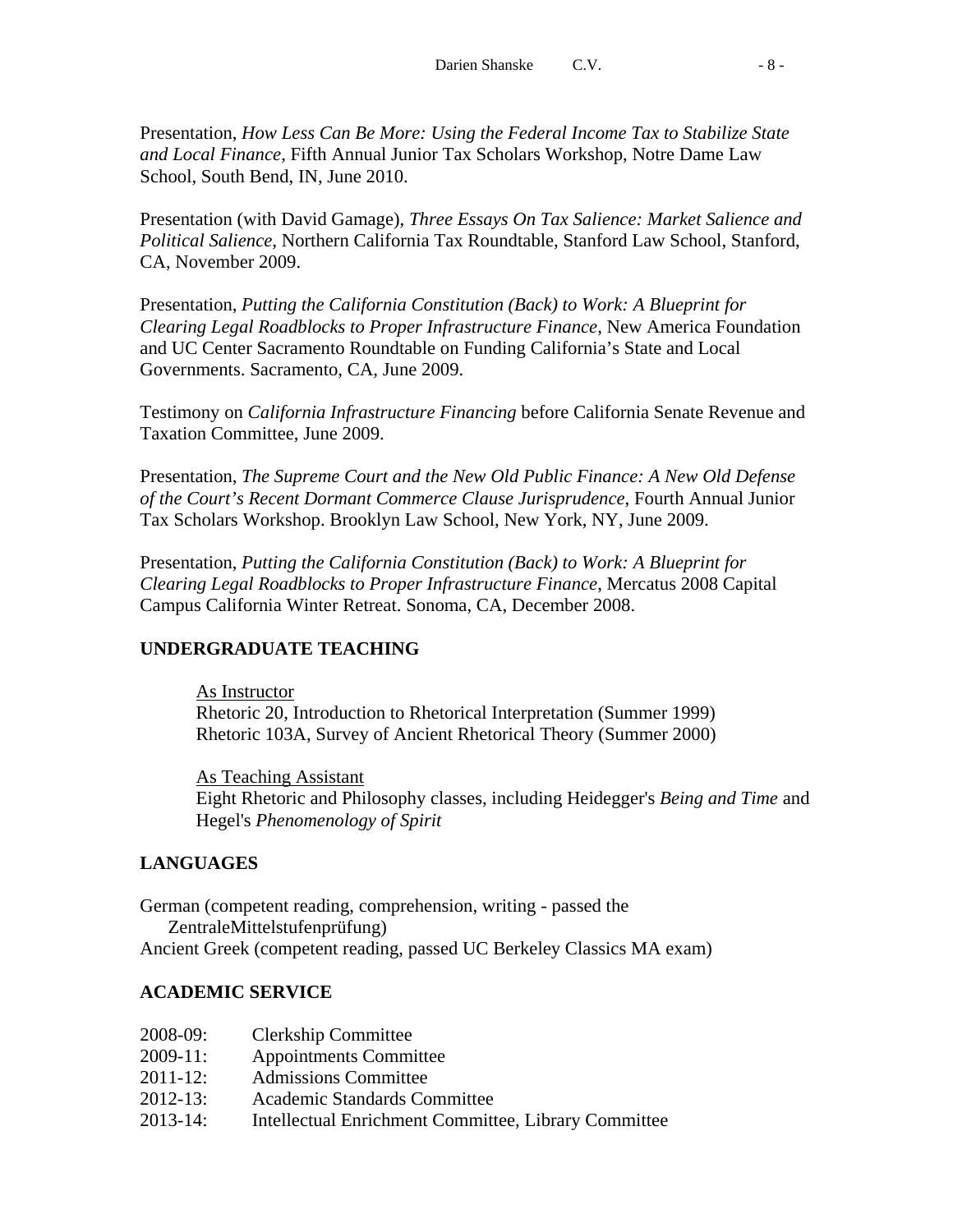Presentation, *How Less Can Be More: Using the Federal Income Tax to Stabilize State and Local Finance*, Fifth Annual Junior Tax Scholars Workshop, Notre Dame Law School, South Bend, IN, June 2010.

Presentation (with David Gamage), *Three Essays On Tax Salience: Market Salience and Political Salience*, Northern California Tax Roundtable, Stanford Law School, Stanford, CA, November 2009.

Presentation, *Putting the California Constitution (Back) to Work: A Blueprint for Clearing Legal Roadblocks to Proper Infrastructure Finance*, New America Foundation and UC Center Sacramento Roundtable on Funding California's State and Local Governments. Sacramento, CA, June 2009.

Testimony on *California Infrastructure Financing* before California Senate Revenue and Taxation Committee, June 2009.

Presentation, *The Supreme Court and the New Old Public Finance: A New Old Defense of the Court's Recent Dormant Commerce Clause Jurisprudence*, Fourth Annual Junior Tax Scholars Workshop. Brooklyn Law School, New York, NY, June 2009.

Presentation, *Putting the California Constitution (Back) to Work: A Blueprint for Clearing Legal Roadblocks to Proper Infrastructure Finance*, Mercatus 2008 Capital Campus California Winter Retreat. Sonoma, CA, December 2008.

## UNDERGRADUATE TEACHING

As Instructor
Rhetoric 20, Introduction to Rhetorical Interpretation (Summer 1999)
Rhetoric 103A, Survey of Ancient Rhetorical Theory (Summer 2000)

As Teaching Assistant
Eight Rhetoric and Philosophy classes, including Heidegger's *Being and Time* and Hegel's *Phenomenology of Spirit*

## LANGUAGES

German (competent reading, comprehension, writing - passed the ZentraleMittelstufenprüfung)
Ancient Greek (competent reading, passed UC Berkeley Classics MA exam)

## ACADEMIC SERVICE

2008-09: Clerkship Committee
2009-11: Appointments Committee
2011-12: Admissions Committee
2012-13: Academic Standards Committee
2013-14: Intellectual Enrichment Committee, Library Committee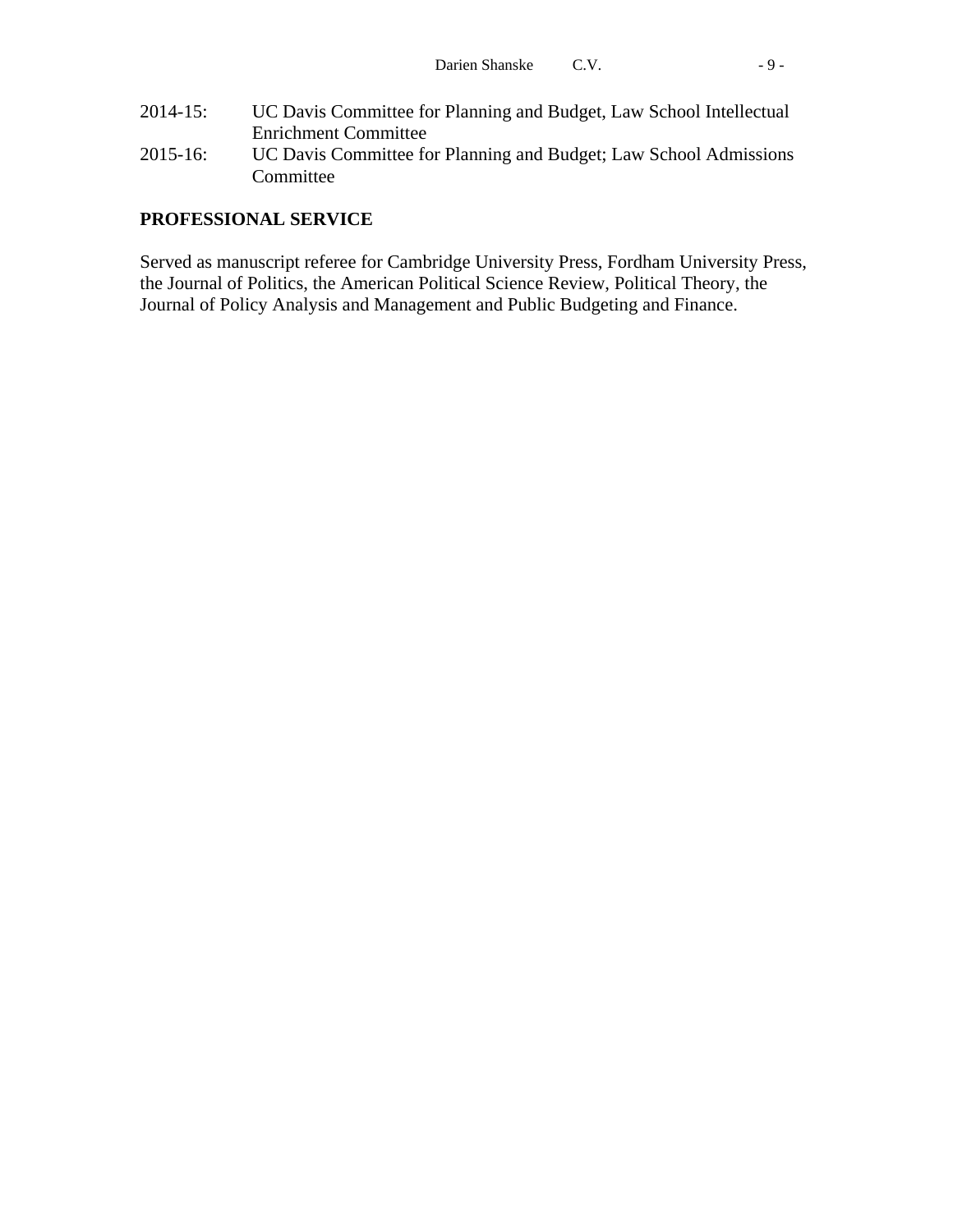2014-15: UC Davis Committee for Planning and Budget, Law School Intellectual Enrichment Committee

2015-16: UC Davis Committee for Planning and Budget; Law School Admissions Committee

## PROFESSIONAL SERVICE

Served as manuscript referee for Cambridge University Press, Fordham University Press, the Journal of Politics, the American Political Science Review, Political Theory, the Journal of Policy Analysis and Management and Public Budgeting and Finance.